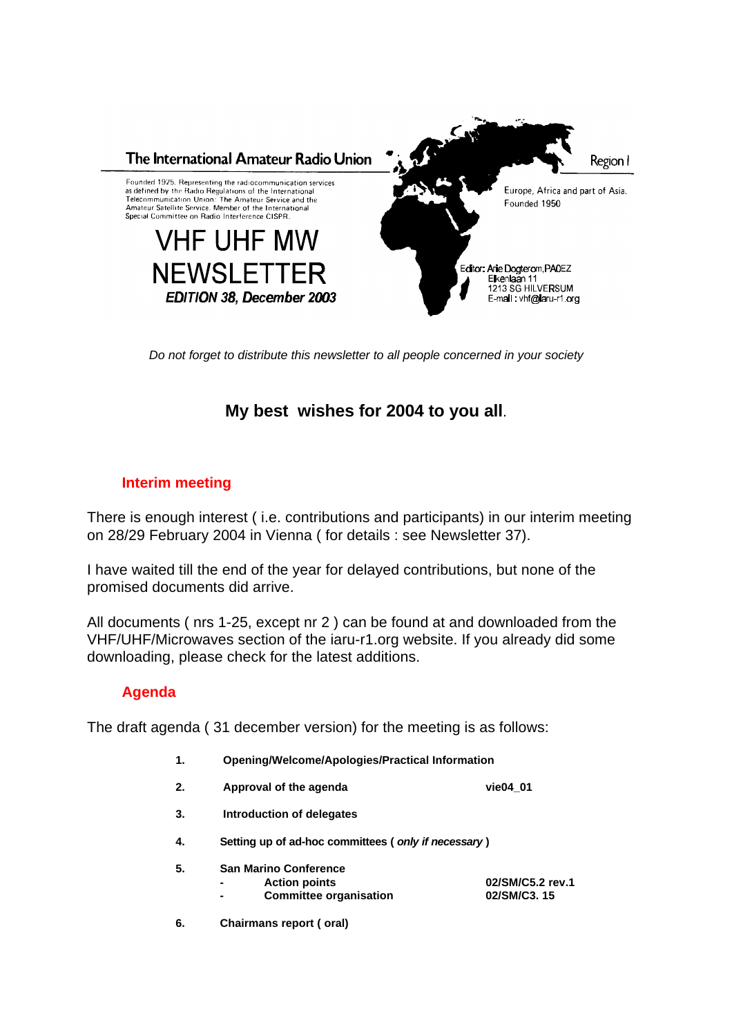The International Amateur Radio Union

Region I

Founded 1925. Representing the radiocommunication services as defined by the Radio Regulations of the International Telecommunication Union: The Amateur Service and the Amateur Satellite Service. Member of the International Special Committee on Radio Interference CISPR.

Europe, Africa and part of Asia.
Founded 1950

# VHF UHF MW NEWSLETTER

***EDITION 38, December 2003***

Editor: Arie Dogterom, PA0EZ
Eikenlaan 11
1213 SG HILVERSUM
E-mail : vhf@iaru-r1.org

*Do not forget to distribute this newsletter to all people concerned in your society*

## My best wishes for 2004 to you all.

### Interim meeting

There is enough interest ( i.e. contributions and participants) in our interim meeting on 28/29 February 2004 in Vienna ( for details : see Newsletter 37).

I have waited till the end of the year for delayed contributions, but none of the promised documents did arrive.

All documents ( nrs 1-25, except nr 2 ) can be found at and downloaded from the VHF/UHF/Microwaves section of the iaru-r1.org website. If you already did some downloading, please check for the latest additions.

### Agenda

The draft agenda ( 31 december version) for the meeting is as follows:

| | | |
|---|---|---|
| **1.** | **Opening/Welcome/Apologies/Practical Information** | |
| **2.** | **Approval of the agenda** | **vie04_01** |
| **3.** | **Introduction of delegates** | |
| **4.** | **Setting up of ad-hoc committees ( *only if necessary* )** | |
| **5.** | **San Marino Conference** | |
| | **- Action points** | **02/SM/C5.2 rev.1** |
| | **- Committee organisation** | **02/SM/C3. 15** |
| **6.** | **Chairmans report ( oral)** | |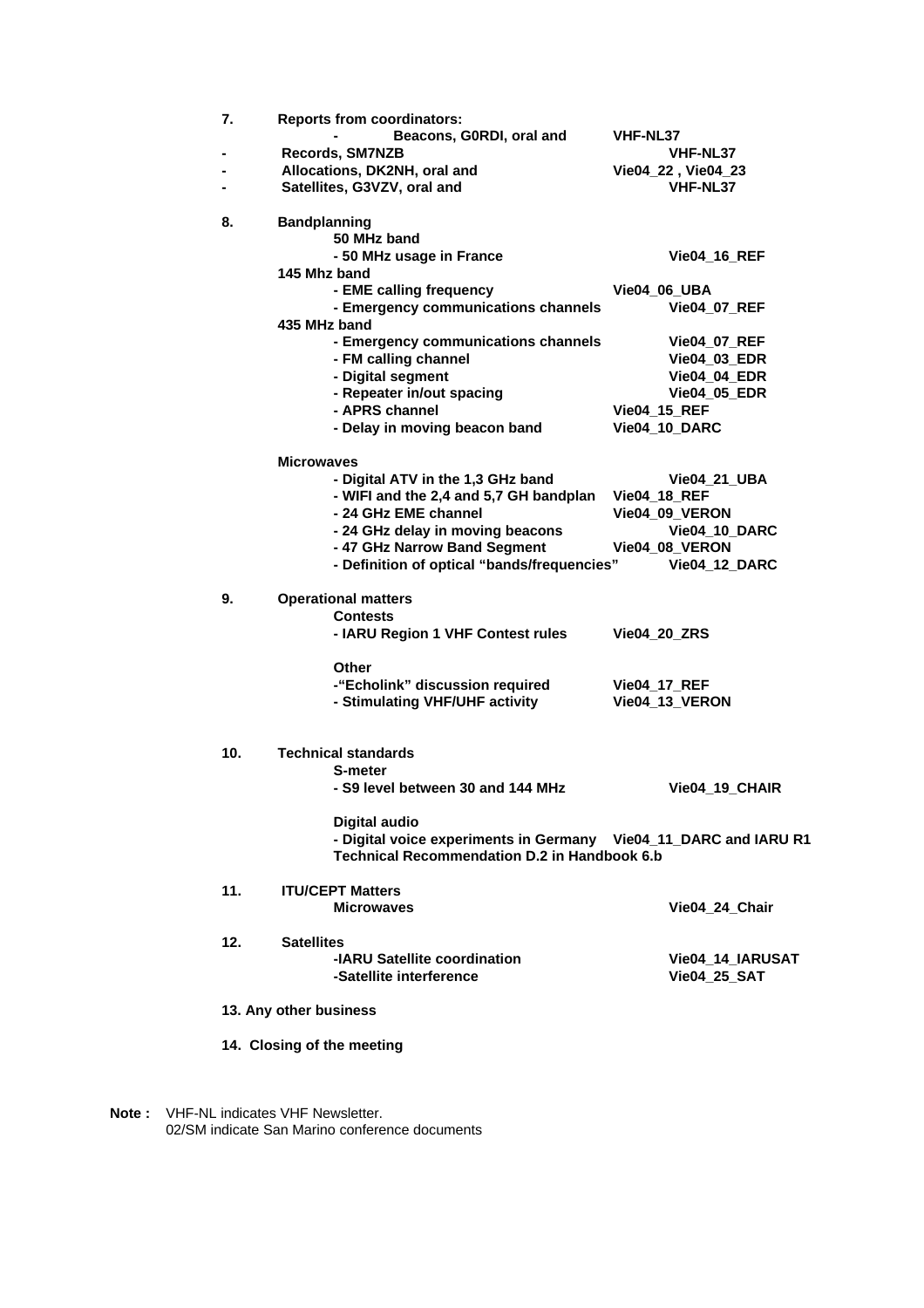**7. Reports from coordinators:**

- **Beacons, G0RDI, oral and** **VHF-NL37**
- **Records, SM7NZB** **VHF-NL37**
- **Allocations, DK2NH, oral and** **Vie04_22 , Vie04_23**
- **Satellites, G3VZV, oral and** **VHF-NL37**

**8. Bandplanning**

**50 MHz band**

| | |
|---|---|
| **- 50 MHz usage in France** | **Vie04_16_REF** |

**145 Mhz band**

| | |
|---|---|
| **- EME calling frequency** | **Vie04_06_UBA** |
| **- Emergency communications channels** | **Vie04_07_REF** |

**435 MHz band**

| | |
|---|---|
| **- Emergency communications channels** | **Vie04_07_REF** |
| **- FM calling channel** | **Vie04_03_EDR** |
| **- Digital segment** | **Vie04_04_EDR** |
| **- Repeater in/out spacing** | **Vie04_05_EDR** |
| **- APRS channel** | **Vie04_15_REF** |
| **- Delay in moving beacon band** | **Vie04_10_DARC** |

**Microwaves**

| | |
|---|---|
| **- Digital ATV in the 1,3 GHz band** | **Vie04_21_UBA** |
| **- WIFI and the 2,4 and 5,7 GH bandplan** | **Vie04_18_REF** |
| **- 24 GHz EME channel** | **Vie04_09_VERON** |
| **- 24 GHz delay in moving beacons** | **Vie04_10_DARC** |
| **- 47 GHz Narrow Band Segment** | **Vie04_08_VERON** |
| **- Definition of optical "bands/frequencies"** | **Vie04_12_DARC** |

**9. Operational matters**

**Contests**

| | |
|---|---|
| **- IARU Region 1 VHF Contest rules** | **Vie04_20_ZRS** |

**Other**

| | |
|---|---|
| **-"Echolink" discussion required** | **Vie04_17_REF** |
| **- Stimulating VHF/UHF activity** | **Vie04_13_VERON** |

**10. Technical standards**

**S-meter**

| | |
|---|---|
| **- S9 level between 30 and 144 MHz** | **Vie04_19_CHAIR** |

**Digital audio**

**- Digital voice experiments in Germany** **Vie04_11_DARC and IARU R1 Technical Recommendation D.2 in Handbook 6.b**

**11. ITU/CEPT Matters**

| | |
|---|---|
| **Microwaves** | **Vie04_24_Chair** |

**12. Satellites**

| | |
|---|---|
| **-IARU Satellite coordination** | **Vie04_14_IARUSAT** |
| **-Satellite interference** | **Vie04_25_SAT** |

**13. Any other business**

**14. Closing of the meeting**

**Note :** VHF-NL indicates VHF Newsletter.
02/SM indicate San Marino conference documents